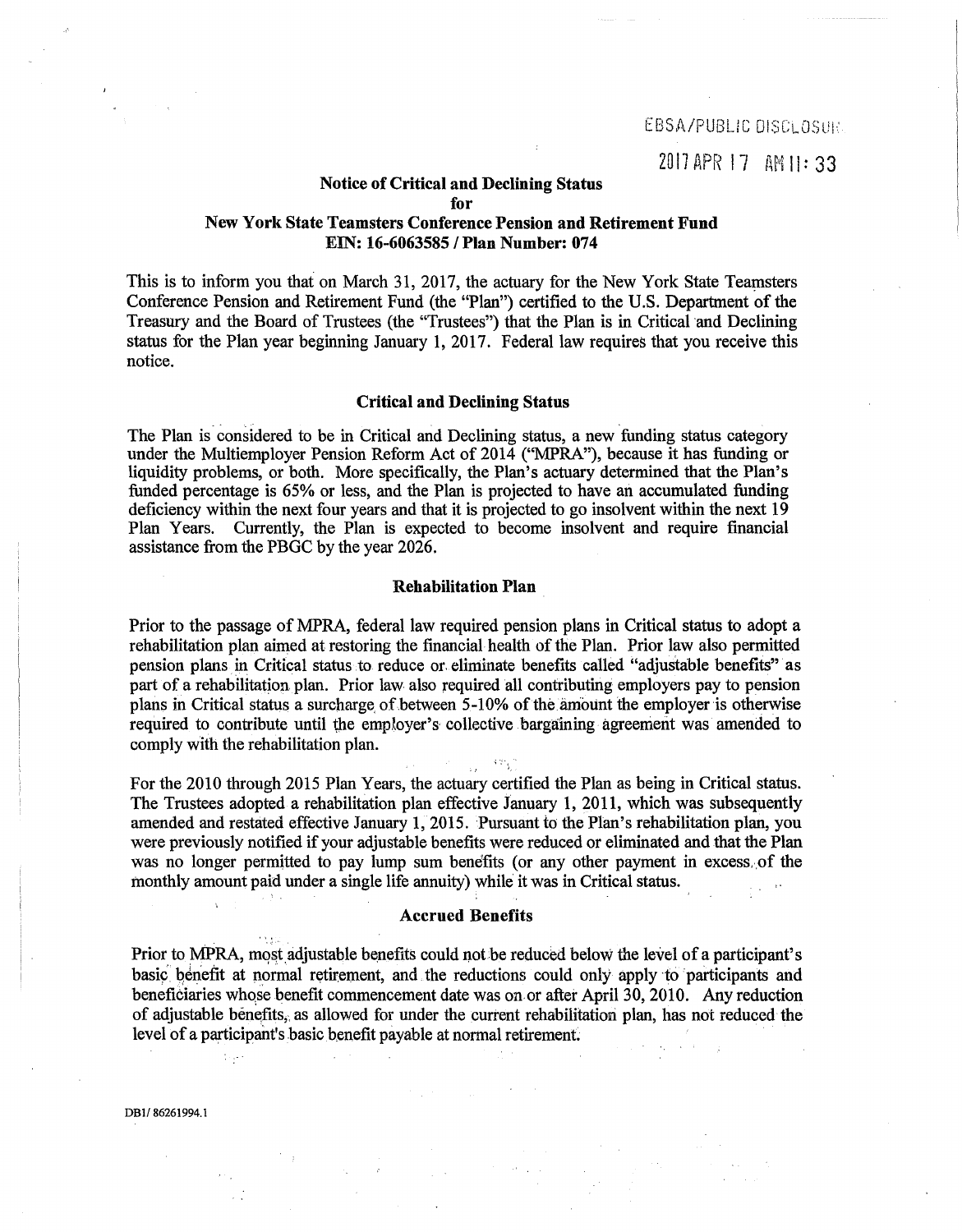EBSA/PUBLIC DISCLOSURE

2017 APR 17 AM 11: 33

# Notice of Critical and Declining Status for New York State Teamsters Conference Pension and Retirement Fund

**EIN: 16-6063585 / Plan Number: 074**

This is to inform you that on March 31, 2017, the actuary for the New York State Teamsters Conference Pension and Retirement Fund (the "Plan") certified to the U.S. Department of the Treasury and the Board of Trustees (the "Trustees") that the Plan is in Critical and Declining status for the Plan year beginning January 1, 2017. Federal law requires that you receive this notice.

## Critical and Declining Status

The Plan is considered to be in Critical and Declining status, a new funding status category under the Multiemployer Pension Reform Act of 2014 ("MPRA"), because it has funding or liquidity problems, or both. More specifically, the Plan's actuary determined that the Plan's funded percentage is 65% or less, and the Plan is projected to have an accumulated funding deficiency within the next four years and that it is projected to go insolvent within the next 19 Plan Years. Currently, the Plan is expected to become insolvent and require financial assistance from the PBGC by the year 2026.

## Rehabilitation Plan

Prior to the passage of MPRA, federal law required pension plans in Critical status to adopt a rehabilitation plan aimed at restoring the financial health of the Plan. Prior law also permitted pension plans in Critical status to reduce or eliminate benefits called "adjustable benefits" as part of a rehabilitation plan. Prior law also required all contributing employers pay to pension plans in Critical status a surcharge of between 5-10% of the amount the employer is otherwise required to contribute until the employer's collective bargaining agreement was amended to comply with the rehabilitation plan.

For the 2010 through 2015 Plan Years, the actuary certified the Plan as being in Critical status. The Trustees adopted a rehabilitation plan effective January 1, 2011, which was subsequently amended and restated effective January 1, 2015. Pursuant to the Plan's rehabilitation plan, you were previously notified if your adjustable benefits were reduced or eliminated and that the Plan was no longer permitted to pay lump sum benefits (or any other payment in excess of the monthly amount paid under a single life annuity) while it was in Critical status.

## Accrued Benefits

Prior to MPRA, most adjustable benefits could not be reduced below the level of a participant's basic benefit at normal retirement, and the reductions could only apply to participants and beneficiaries whose benefit commencement date was on or after April 30, 2010. Any reduction of adjustable benefits, as allowed for under the current rehabilitation plan, has not reduced the level of a participant's basic benefit payable at normal retirement.

DB1/ 86261994.1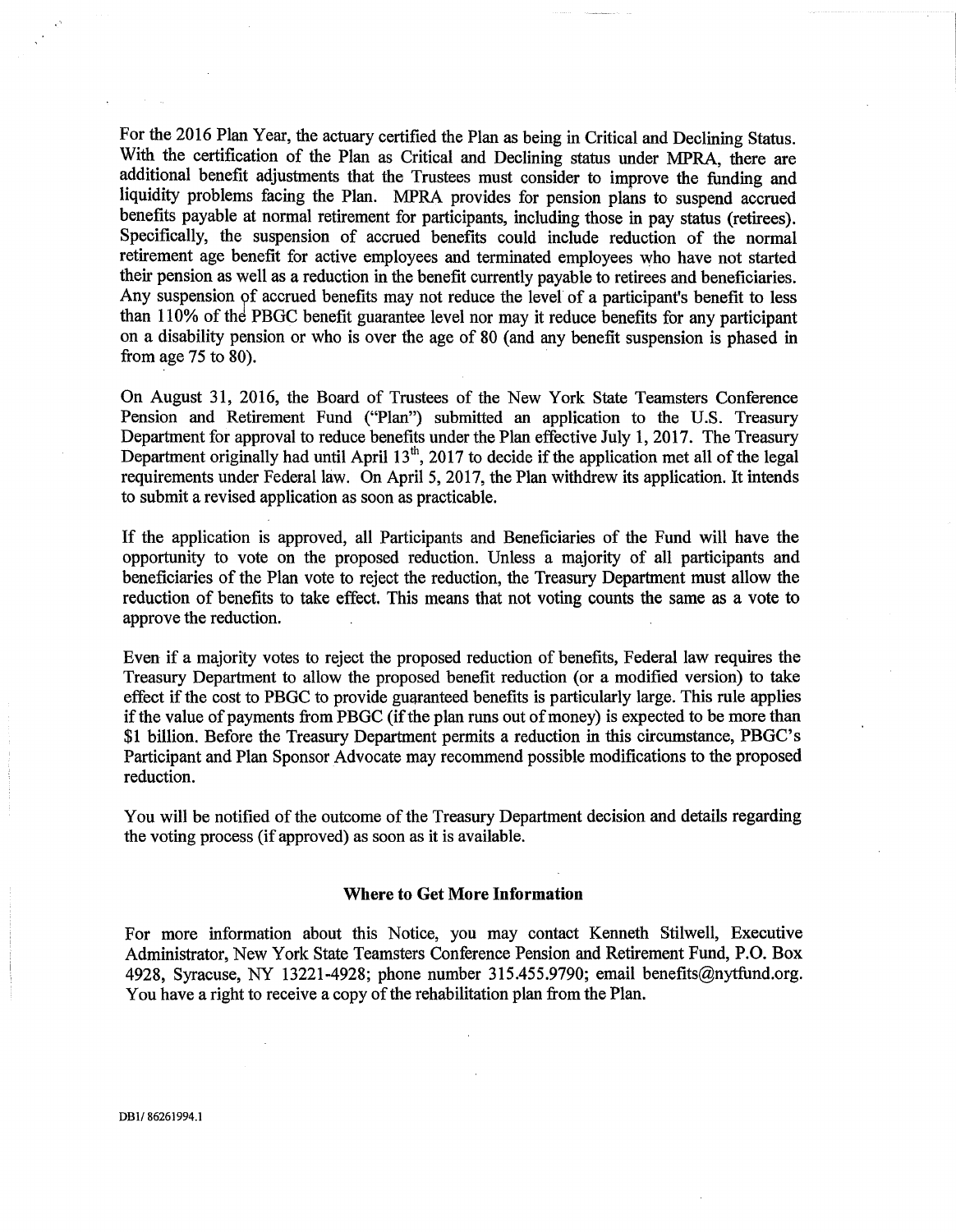For the 2016 Plan Year, the actuary certified the Plan as being in Critical and Declining Status. With the certification of the Plan as Critical and Declining status under MPRA, there are additional benefit adjustments that the Trustees must consider to improve the funding and liquidity problems facing the Plan. MPRA provides for pension plans to suspend accrued benefits payable at normal retirement for participants, including those in pay status (retirees). Specifically, the suspension of accrued benefits could include reduction of the normal retirement age benefit for active employees and terminated employees who have not started their pension as well as a reduction in the benefit currently payable to retirees and beneficiaries. Any suspension of accrued benefits may not reduce the level of a participant's benefit to less than 110% of the PBGC benefit guarantee level nor may it reduce benefits for any participant on a disability pension or who is over the age of 80 (and any benefit suspension is phased in from age 75 to 80).

On August 31, 2016, the Board of Trustees of the New York State Teamsters Conference Pension and Retirement Fund ("Plan") submitted an application to the U.S. Treasury Department for approval to reduce benefits under the Plan effective July 1, 2017. The Treasury Department originally had until April 13th, 2017 to decide if the application met all of the legal requirements under Federal law. On April 5, 2017, the Plan withdrew its application. It intends to submit a revised application as soon as practicable.

If the application is approved, all Participants and Beneficiaries of the Fund will have the opportunity to vote on the proposed reduction. Unless a majority of all participants and beneficiaries of the Plan vote to reject the reduction, the Treasury Department must allow the reduction of benefits to take effect. This means that not voting counts the same as a vote to approve the reduction.

Even if a majority votes to reject the proposed reduction of benefits, Federal law requires the Treasury Department to allow the proposed benefit reduction (or a modified version) to take effect if the cost to PBGC to provide guaranteed benefits is particularly large. This rule applies if the value of payments from PBGC (if the plan runs out of money) is expected to be more than $1 billion. Before the Treasury Department permits a reduction in this circumstance, PBGC's Participant and Plan Sponsor Advocate may recommend possible modifications to the proposed reduction.

You will be notified of the outcome of the Treasury Department decision and details regarding the voting process (if approved) as soon as it is available.

**Where to Get More Information**

For more information about this Notice, you may contact Kenneth Stilwell, Executive Administrator, New York State Teamsters Conference Pension and Retirement Fund, P.O. Box 4928, Syracuse, NY 13221-4928; phone number 315.455.9790; email benefits@nytfund.org. You have a right to receive a copy of the rehabilitation plan from the Plan.

DB1/ 86261994.1